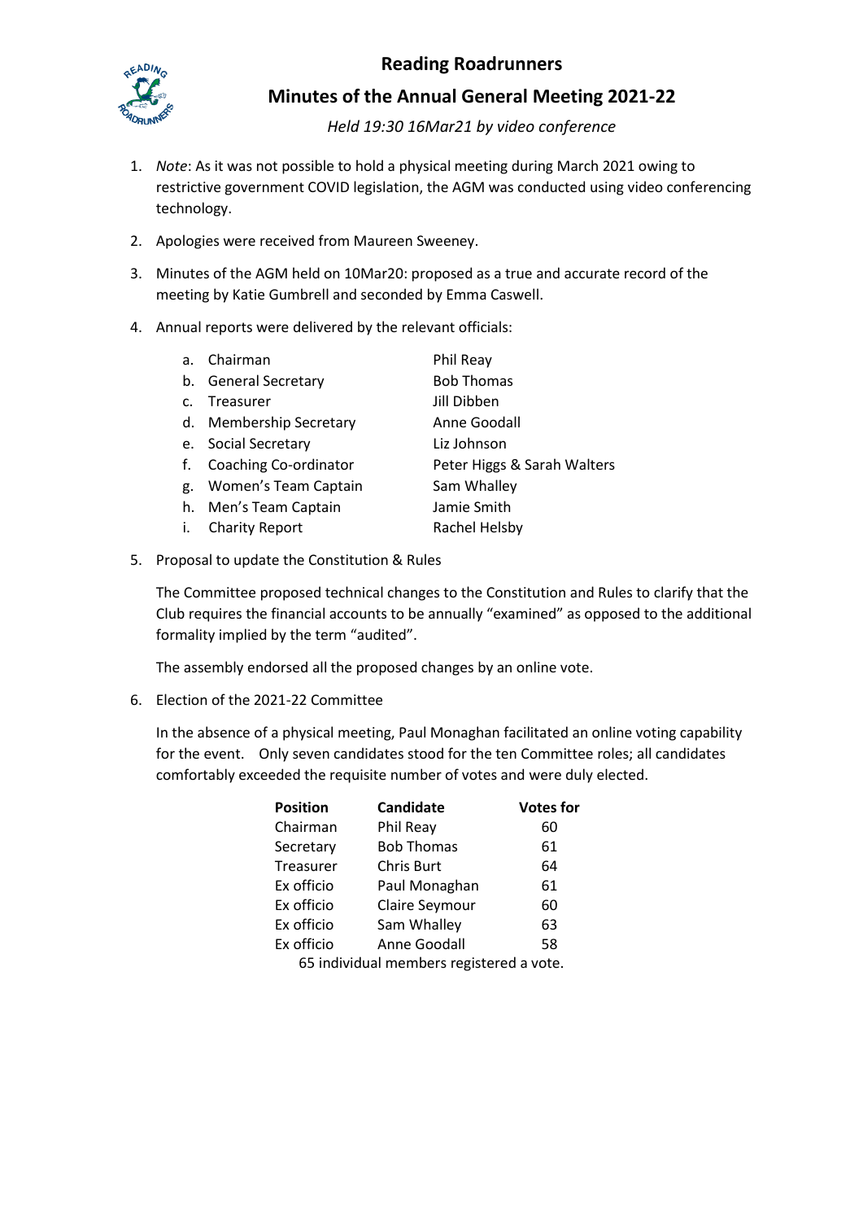# Reading Roadrunners

## Minutes of the Annual General Meeting 2021-22

*Held 19:30 16Mar21 by video conference*

1. *Note*: As it was not possible to hold a physical meeting during March 2021 owing to restrictive government COVID legislation, the AGM was conducted using video conferencing technology.

2. Apologies were received from Maureen Sweeney.

3. Minutes of the AGM held on 10Mar20: proposed as a true and accurate record of the meeting by Katie Gumbrell and seconded by Emma Caswell.

4. Annual reports were delivered by the relevant officials:

   a. Chairman — Phil Reay
   b. General Secretary — Bob Thomas
   c. Treasurer — Jill Dibben
   d. Membership Secretary — Anne Goodall
   e. Social Secretary — Liz Johnson
   f. Coaching Co-ordinator — Peter Higgs & Sarah Walters
   g. Women's Team Captain — Sam Whalley
   h. Men's Team Captain — Jamie Smith
   i. Charity Report — Rachel Helsby

5. Proposal to update the Constitution & Rules

   The Committee proposed technical changes to the Constitution and Rules to clarify that the Club requires the financial accounts to be annually "examined" as opposed to the additional formality implied by the term "audited".

   The assembly endorsed all the proposed changes by an online vote.

6. Election of the 2021-22 Committee

   In the absence of a physical meeting, Paul Monaghan facilitated an online voting capability for the event. Only seven candidates stood for the ten Committee roles; all candidates comfortably exceeded the requisite number of votes and were duly elected.

| Position | Candidate | Votes for |
|---|---|---|
| Chairman | Phil Reay | 60 |
| Secretary | Bob Thomas | 61 |
| Treasurer | Chris Burt | 64 |
| Ex officio | Paul Monaghan | 61 |
| Ex officio | Claire Seymour | 60 |
| Ex officio | Sam Whalley | 63 |
| Ex officio | Anne Goodall | 58 |

65 individual members registered a vote.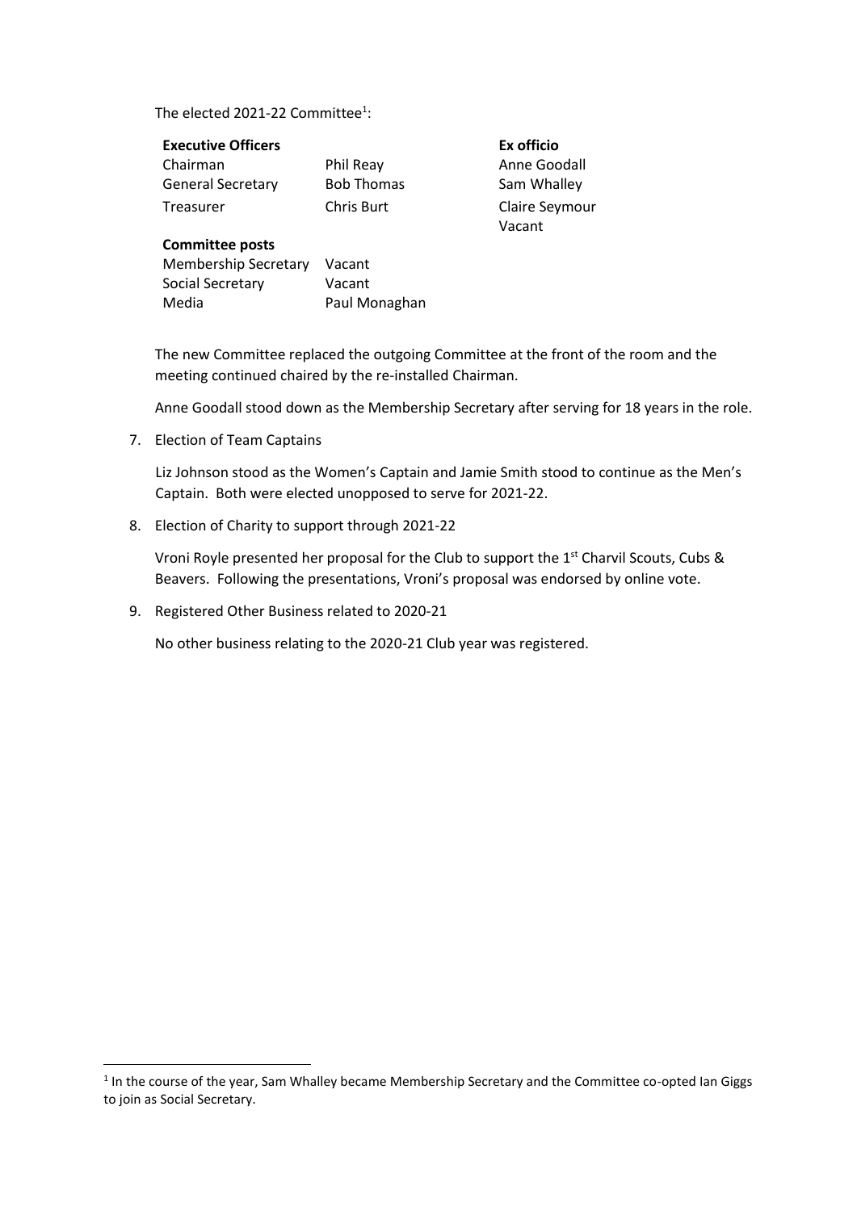The elected 2021-22 Committee[1]:

| | | |
|---|---|---|
| **Executive Officers** | | **Ex officio** |
| Chairman | Phil Reay | Anne Goodall |
| General Secretary | Bob Thomas | Sam Whalley |
| Treasurer | Chris Burt | Claire Seymour |
| | | Vacant |
| **Committee posts** | | |
| Membership Secretary | Vacant | |
| Social Secretary | Vacant | |
| Media | Paul Monaghan | |

The new Committee replaced the outgoing Committee at the front of the room and the meeting continued chaired by the re-installed Chairman.

Anne Goodall stood down as the Membership Secretary after serving for 18 years in the role.

7. Election of Team Captains

   Liz Johnson stood as the Women's Captain and Jamie Smith stood to continue as the Men's Captain. Both were elected unopposed to serve for 2021-22.

8. Election of Charity to support through 2021-22

   Vroni Royle presented her proposal for the Club to support the 1st Charvil Scouts, Cubs & Beavers. Following the presentations, Vroni's proposal was endorsed by online vote.

9. Registered Other Business related to 2020-21

   No other business relating to the 2020-21 Club year was registered.

[1] In the course of the year, Sam Whalley became Membership Secretary and the Committee co-opted Ian Giggs to join as Social Secretary.